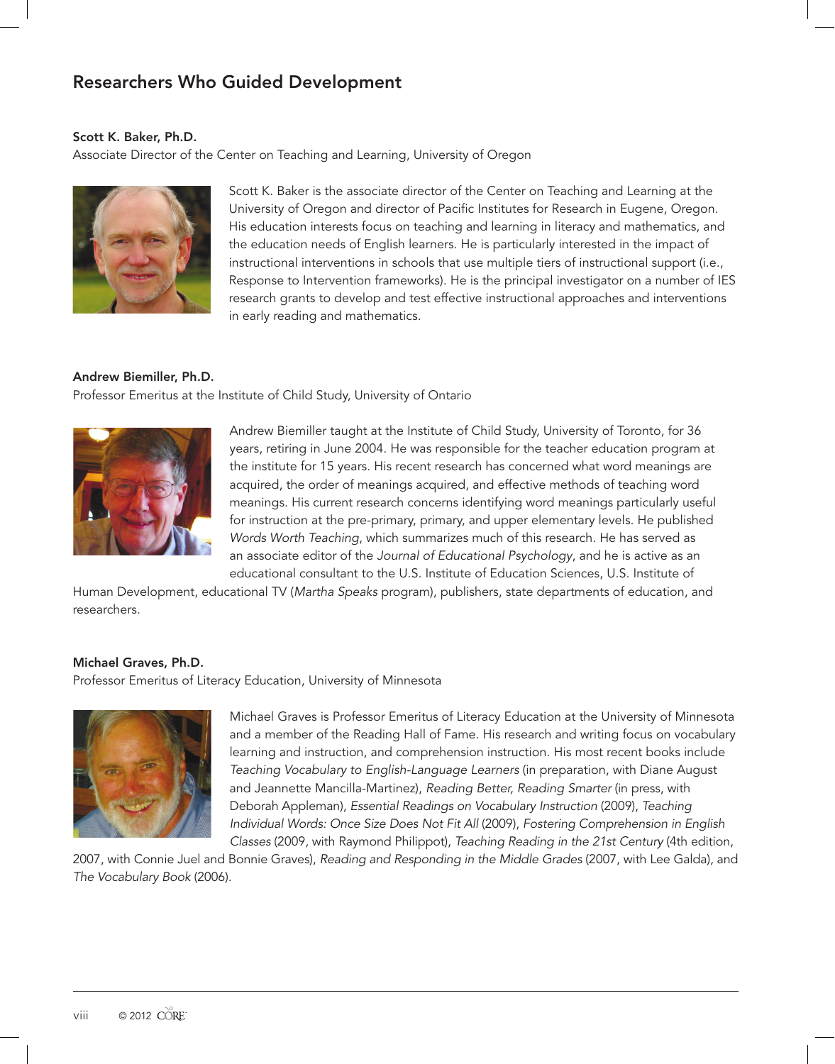## Researchers Who Guided Development

**Scott K. Baker, Ph.D.**
Associate Director of the Center on Teaching and Learning, University of Oregon

Scott K. Baker is the associate director of the Center on Teaching and Learning at the University of Oregon and director of Pacific Institutes for Research in Eugene, Oregon. His education interests focus on teaching and learning in literacy and mathematics, and the education needs of English learners. He is particularly interested in the impact of instructional interventions in schools that use multiple tiers of instructional support (i.e., Response to Intervention frameworks). He is the principal investigator on a number of IES research grants to develop and test effective instructional approaches and interventions in early reading and mathematics.

**Andrew Biemiller, Ph.D.**
Professor Emeritus at the Institute of Child Study, University of Ontario

Andrew Biemiller taught at the Institute of Child Study, University of Toronto, for 36 years, retiring in June 2004. He was responsible for the teacher education program at the institute for 15 years. His recent research has concerned what word meanings are acquired, the order of meanings acquired, and effective methods of teaching word meanings. His current research concerns identifying word meanings particularly useful for instruction at the pre-primary, primary, and upper elementary levels. He published *Words Worth Teaching*, which summarizes much of this research. He has served as an associate editor of the *Journal of Educational Psychology*, and he is active as an educational consultant to the U.S. Institute of Education Sciences, U.S. Institute of Human Development, educational TV (*Martha Speaks* program), publishers, state departments of education, and researchers.

**Michael Graves, Ph.D.**
Professor Emeritus of Literacy Education, University of Minnesota

Michael Graves is Professor Emeritus of Literacy Education at the University of Minnesota and a member of the Reading Hall of Fame. His research and writing focus on vocabulary learning and instruction, and comprehension instruction. His most recent books include *Teaching Vocabulary to English-Language Learners* (in preparation, with Diane August and Jeannette Mancilla-Martinez), *Reading Better, Reading Smarter* (in press, with Deborah Appleman), *Essential Readings on Vocabulary Instruction* (2009), *Teaching Individual Words: Once Size Does Not Fit All* (2009), *Fostering Comprehension in English Classes* (2009, with Raymond Philippot), *Teaching Reading in the 21st Century* (4th edition, 2007, with Connie Juel and Bonnie Graves), *Reading and Responding in the Middle Grades* (2007, with Lee Galda), and *The Vocabulary Book* (2006).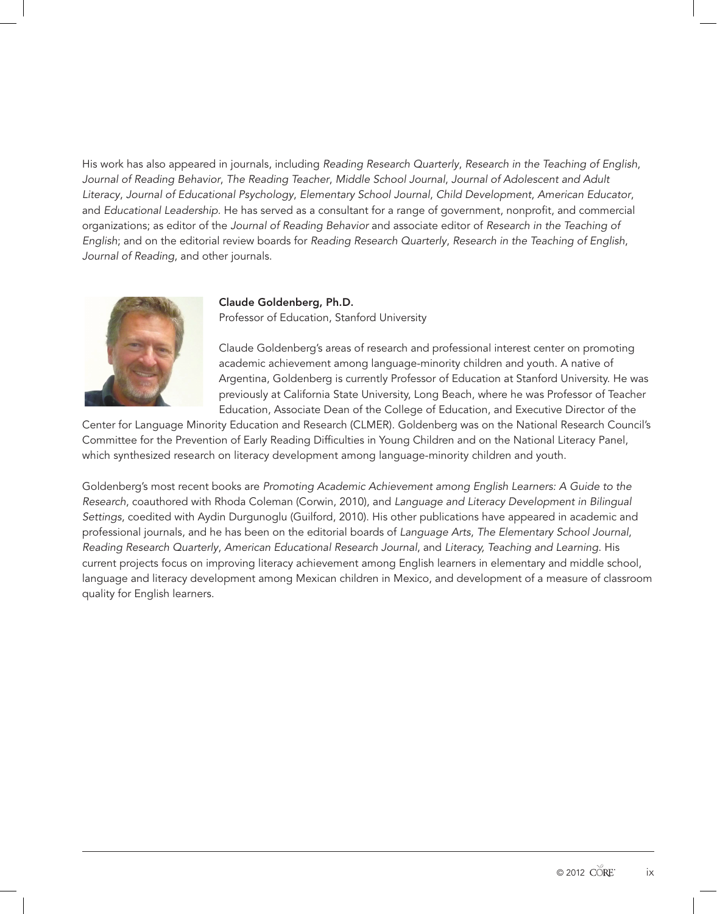His work has also appeared in journals, including *Reading Research Quarterly*, *Research in the Teaching of English*, *Journal of Reading Behavior*, *The Reading Teacher*, *Middle School Journal*, *Journal of Adolescent and Adult Literacy*, *Journal of Educational Psychology*, *Elementary School Journal*, *Child Development*, *American Educator*, and *Educational Leadership*. He has served as a consultant for a range of government, nonprofit, and commercial organizations; as editor of the *Journal of Reading Behavior* and associate editor of *Research in the Teaching of English*; and on the editorial review boards for *Reading Research Quarterly*, *Research in the Teaching of English*, *Journal of Reading*, and other journals.

**Claude Goldenberg, Ph.D.**
Professor of Education, Stanford University

Claude Goldenberg's areas of research and professional interest center on promoting academic achievement among language-minority children and youth. A native of Argentina, Goldenberg is currently Professor of Education at Stanford University. He was previously at California State University, Long Beach, where he was Professor of Teacher Education, Associate Dean of the College of Education, and Executive Director of the Center for Language Minority Education and Research (CLMER). Goldenberg was on the National Research Council's Committee for the Prevention of Early Reading Difficulties in Young Children and on the National Literacy Panel, which synthesized research on literacy development among language-minority children and youth.

Goldenberg's most recent books are *Promoting Academic Achievement among English Learners: A Guide to the Research*, coauthored with Rhoda Coleman (Corwin, 2010), and *Language and Literacy Development in Bilingual Settings*, coedited with Aydin Durgunoglu (Guilford, 2010). His other publications have appeared in academic and professional journals, and he has been on the editorial boards of *Language Arts*, *The Elementary School Journal*, *Reading Research Quarterly*, *American Educational Research Journal*, and *Literacy, Teaching and Learning*. His current projects focus on improving literacy achievement among English learners in elementary and middle school, language and literacy development among Mexican children in Mexico, and development of a measure of classroom quality for English learners.